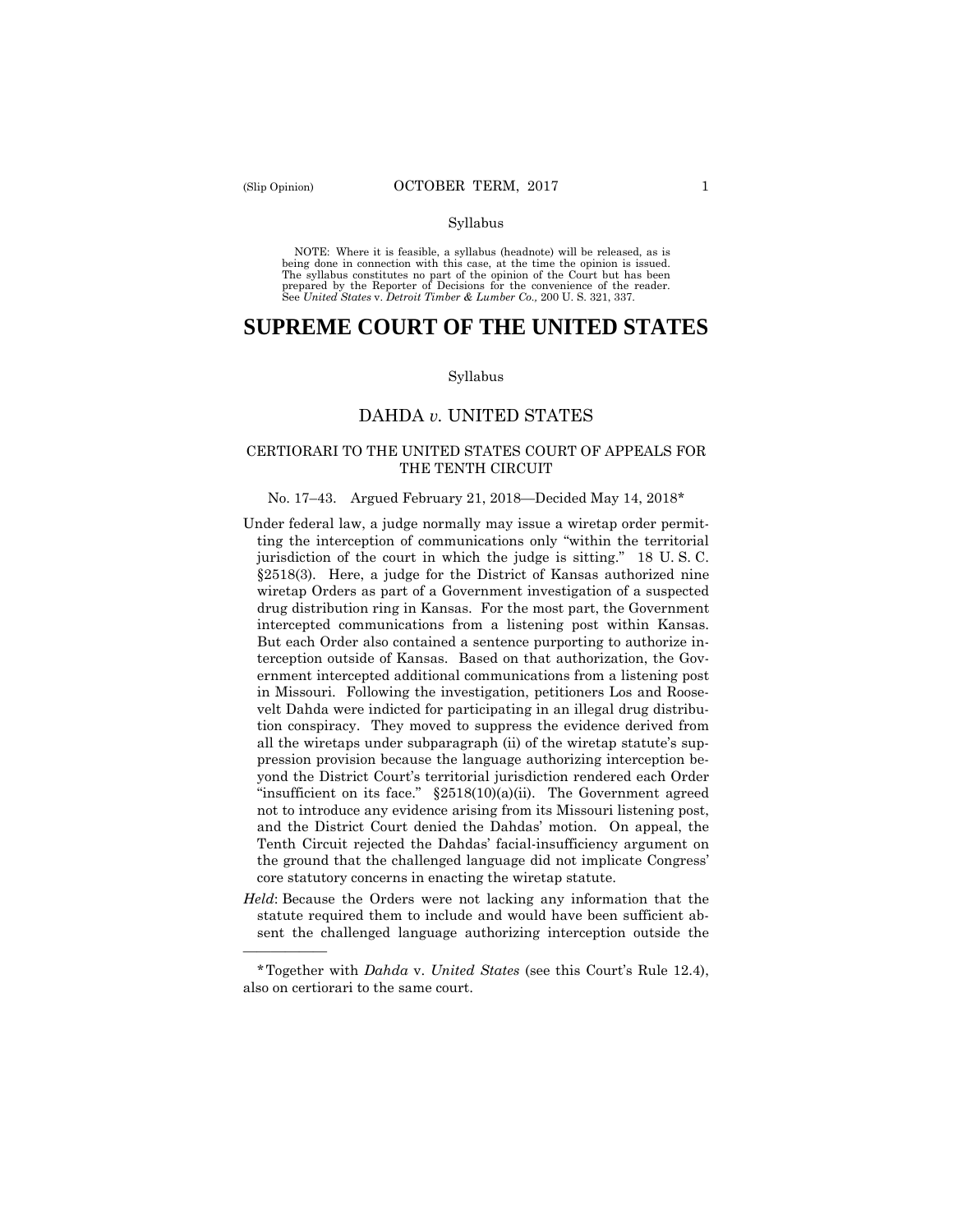Syllabus

NOTE: Where it is feasible, a syllabus (headnote) will be released, as is being done in connection with this case, at the time the opinion is issued. The syllabus constitutes no part of the opinion of the Court but has been prepared by the Reporter of Decisions for the convenience of the reader. See *United States* v. *Detroit Timber & Lumber Co.,* 200 U. S. 321, 337.

# SUPREME COURT OF THE UNITED STATES

Syllabus

## DAHDA *v.* UNITED STATES

CERTIORARI TO THE UNITED STATES COURT OF APPEALS FOR THE TENTH CIRCUIT

No. 17–43. Argued February 21, 2018—Decided May 14, 2018*

Under federal law, a judge normally may issue a wiretap order permitting the interception of communications only "within the territorial jurisdiction of the court in which the judge is sitting." 18 U. S. C. §2518(3). Here, a judge for the District of Kansas authorized nine wiretap Orders as part of a Government investigation of a suspected drug distribution ring in Kansas. For the most part, the Government intercepted communications from a listening post within Kansas. But each Order also contained a sentence purporting to authorize interception outside of Kansas. Based on that authorization, the Government intercepted additional communications from a listening post in Missouri. Following the investigation, petitioners Los and Roosevelt Dahda were indicted for participating in an illegal drug distribution conspiracy. They moved to suppress the evidence derived from all the wiretaps under subparagraph (ii) of the wiretap statute's suppression provision because the language authorizing interception beyond the District Court's territorial jurisdiction rendered each Order "insufficient on its face." §2518(10)(a)(ii). The Government agreed not to introduce any evidence arising from its Missouri listening post, and the District Court denied the Dahdas' motion. On appeal, the Tenth Circuit rejected the Dahdas' facial-insufficiency argument on the ground that the challenged language did not implicate Congress' core statutory concerns in enacting the wiretap statute.

*Held*: Because the Orders were not lacking any information that the statute required them to include and would have been sufficient absent the challenged language authorizing interception outside the

---

*Together with *Dahda* v. *United States* (see this Court's Rule 12.4), also on certiorari to the same court.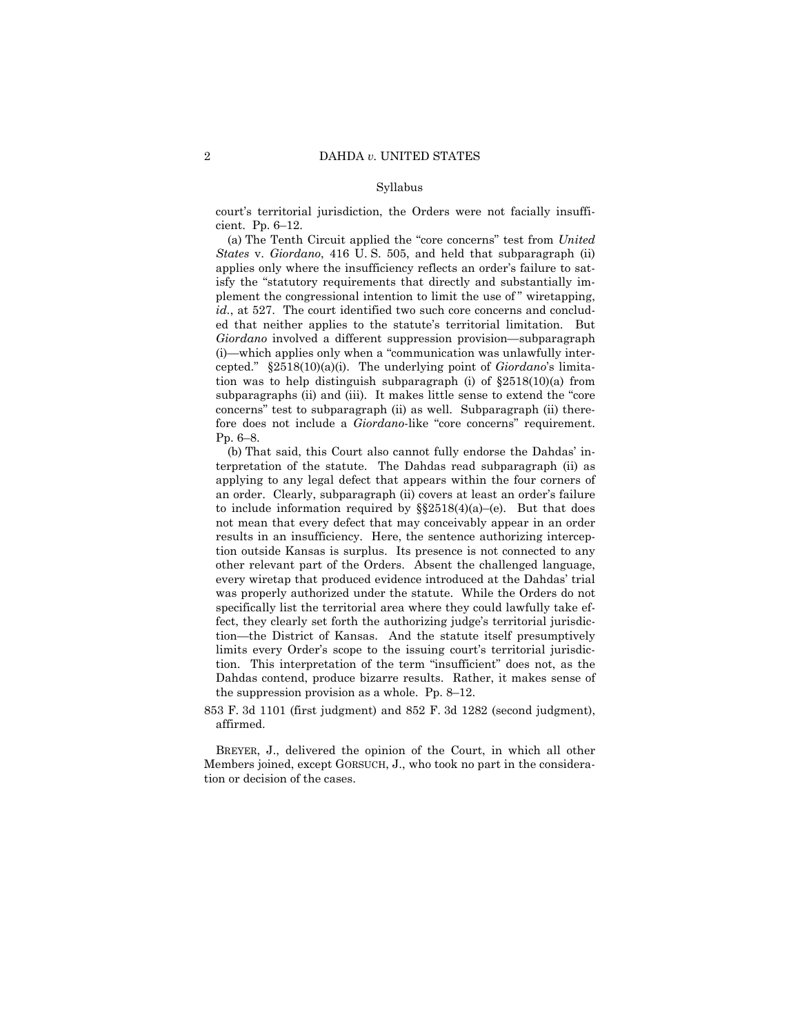Syllabus

court's territorial jurisdiction, the Orders were not facially insufficient. Pp. 6–12.

(a) The Tenth Circuit applied the "core concerns" test from *United States* v. *Giordano*, 416 U. S. 505, and held that subparagraph (ii) applies only where the insufficiency reflects an order's failure to satisfy the "statutory requirements that directly and substantially implement the congressional intention to limit the use of" wiretapping, *id.*, at 527. The court identified two such core concerns and concluded that neither applies to the statute's territorial limitation. But *Giordano* involved a different suppression provision—subparagraph (i)—which applies only when a "communication was unlawfully intercepted." §2518(10)(a)(i). The underlying point of *Giordano*'s limitation was to help distinguish subparagraph (i) of §2518(10)(a) from subparagraphs (ii) and (iii). It makes little sense to extend the "core concerns" test to subparagraph (ii) as well. Subparagraph (ii) therefore does not include a *Giordano*-like "core concerns" requirement. Pp. 6–8.

(b) That said, this Court also cannot fully endorse the Dahdas' interpretation of the statute. The Dahdas read subparagraph (ii) as applying to any legal defect that appears within the four corners of an order. Clearly, subparagraph (ii) covers at least an order's failure to include information required by §§2518(4)(a)–(e). But that does not mean that every defect that may conceivably appear in an order results in an insufficiency. Here, the sentence authorizing interception outside Kansas is surplus. Its presence is not connected to any other relevant part of the Orders. Absent the challenged language, every wiretap that produced evidence introduced at the Dahdas' trial was properly authorized under the statute. While the Orders do not specifically list the territorial area where they could lawfully take effect, they clearly set forth the authorizing judge's territorial jurisdiction—the District of Kansas. And the statute itself presumptively limits every Order's scope to the issuing court's territorial jurisdiction. This interpretation of the term "insufficient" does not, as the Dahdas contend, produce bizarre results. Rather, it makes sense of the suppression provision as a whole. Pp. 8–12.

853 F. 3d 1101 (first judgment) and 852 F. 3d 1282 (second judgment), affirmed.

BREYER, J., delivered the opinion of the Court, in which all other Members joined, except GORSUCH, J., who took no part in the consideration or decision of the cases.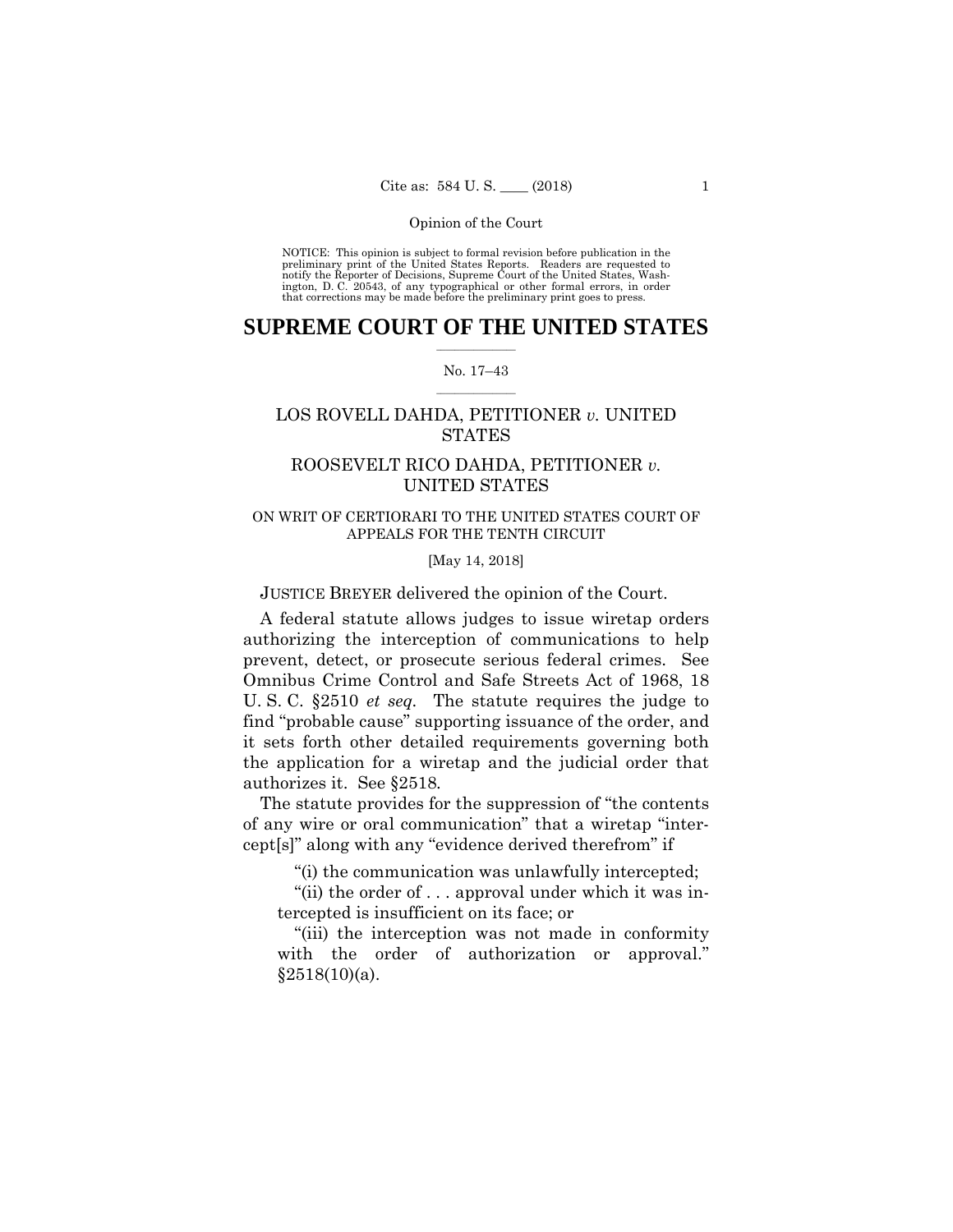Opinion of the Court

NOTICE: This opinion is subject to formal revision before publication in the preliminary print of the United States Reports. Readers are requested to notify the Reporter of Decisions, Supreme Court of the United States, Washington, D. C. 20543, of any typographical or other formal errors, in order that corrections may be made before the preliminary print goes to press.

# SUPREME COURT OF THE UNITED STATES

No. 17–43

LOS ROVELL DAHDA, PETITIONER *v.* UNITED STATES

ROOSEVELT RICO DAHDA, PETITIONER *v.* UNITED STATES

ON WRIT OF CERTIORARI TO THE UNITED STATES COURT OF APPEALS FOR THE TENTH CIRCUIT

[May 14, 2018]

JUSTICE BREYER delivered the opinion of the Court.

A federal statute allows judges to issue wiretap orders authorizing the interception of communications to help prevent, detect, or prosecute serious federal crimes. See Omnibus Crime Control and Safe Streets Act of 1968, 18 U. S. C. §2510 *et seq.* The statute requires the judge to find "probable cause" supporting issuance of the order, and it sets forth other detailed requirements governing both the application for a wiretap and the judicial order that authorizes it. See §2518.

The statute provides for the suppression of "the contents of any wire or oral communication" that a wiretap "intercept[s]" along with any "evidence derived therefrom" if

> "(i) the communication was unlawfully intercepted;
>
> "(ii) the order of . . . approval under which it was intercepted is insufficient on its face; or
>
> "(iii) the interception was not made in conformity with the order of authorization or approval." §2518(10)(a).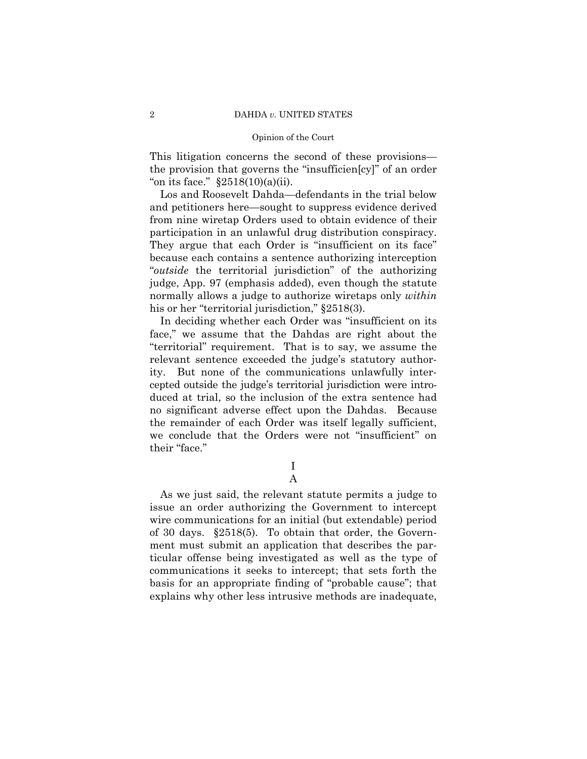This litigation concerns the second of these provisions—the provision that governs the "insufficien[cy]" of an order "on its face." §2518(10)(a)(ii).

Los and Roosevelt Dahda—defendants in the trial below and petitioners here—sought to suppress evidence derived from nine wiretap Orders used to obtain evidence of their participation in an unlawful drug distribution conspiracy. They argue that each Order is "insufficient on its face" because each contains a sentence authorizing interception "*outside* the territorial jurisdiction" of the authorizing judge, App. 97 (emphasis added), even though the statute normally allows a judge to authorize wiretaps only *within* his or her "territorial jurisdiction," §2518(3).

In deciding whether each Order was "insufficient on its face," we assume that the Dahdas are right about the "territorial" requirement. That is to say, we assume the relevant sentence exceeded the judge's statutory authority. But none of the communications unlawfully intercepted outside the judge's territorial jurisdiction were introduced at trial, so the inclusion of the extra sentence had no significant adverse effect upon the Dahdas. Because the remainder of each Order was itself legally sufficient, we conclude that the Orders were not "insufficient" on their "face."

## I

### A

As we just said, the relevant statute permits a judge to issue an order authorizing the Government to intercept wire communications for an initial (but extendable) period of 30 days. §2518(5). To obtain that order, the Government must submit an application that describes the particular offense being investigated as well as the type of communications it seeks to intercept; that sets forth the basis for an appropriate finding of "probable cause"; that explains why other less intrusive methods are inadequate,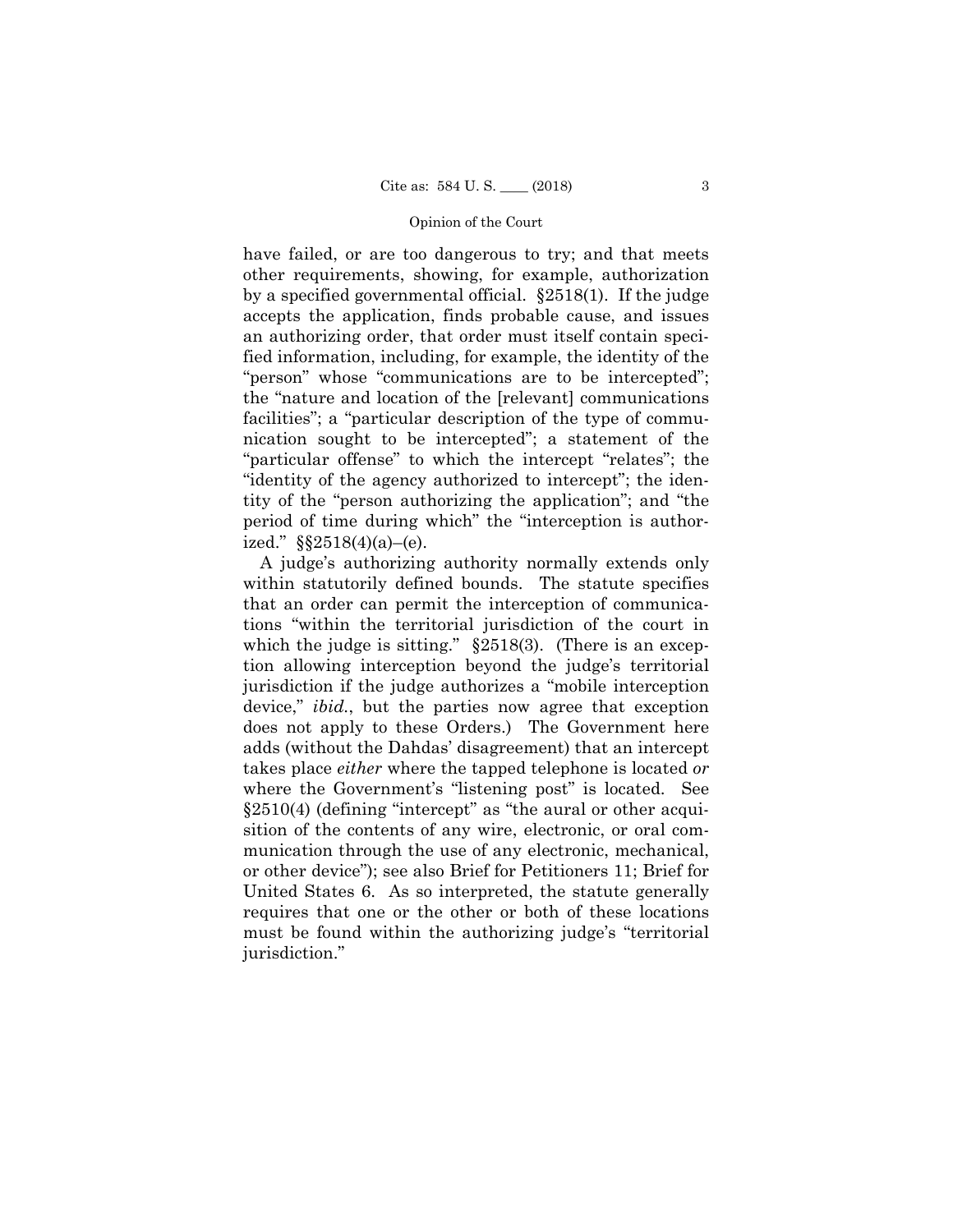have failed, or are too dangerous to try; and that meets other requirements, showing, for example, authorization by a specified governmental official. §2518(1). If the judge accepts the application, finds probable cause, and issues an authorizing order, that order must itself contain specified information, including, for example, the identity of the "person" whose "communications are to be intercepted"; the "nature and location of the [relevant] communications facilities"; a "particular description of the type of communication sought to be intercepted"; a statement of the "particular offense" to which the intercept "relates"; the "identity of the agency authorized to intercept"; the identity of the "person authorizing the application"; and "the period of time during which" the "interception is authorized." §§2518(4)(a)–(e).

A judge's authorizing authority normally extends only within statutorily defined bounds. The statute specifies that an order can permit the interception of communications "within the territorial jurisdiction of the court in which the judge is sitting." §2518(3). (There is an exception allowing interception beyond the judge's territorial jurisdiction if the judge authorizes a "mobile interception device," *ibid.*, but the parties now agree that exception does not apply to these Orders.) The Government here adds (without the Dahdas' disagreement) that an intercept takes place *either* where the tapped telephone is located *or* where the Government's "listening post" is located. See §2510(4) (defining "intercept" as "the aural or other acquisition of the contents of any wire, electronic, or oral communication through the use of any electronic, mechanical, or other device"); see also Brief for Petitioners 11; Brief for United States 6. As so interpreted, the statute generally requires that one or the other or both of these locations must be found within the authorizing judge's "territorial jurisdiction."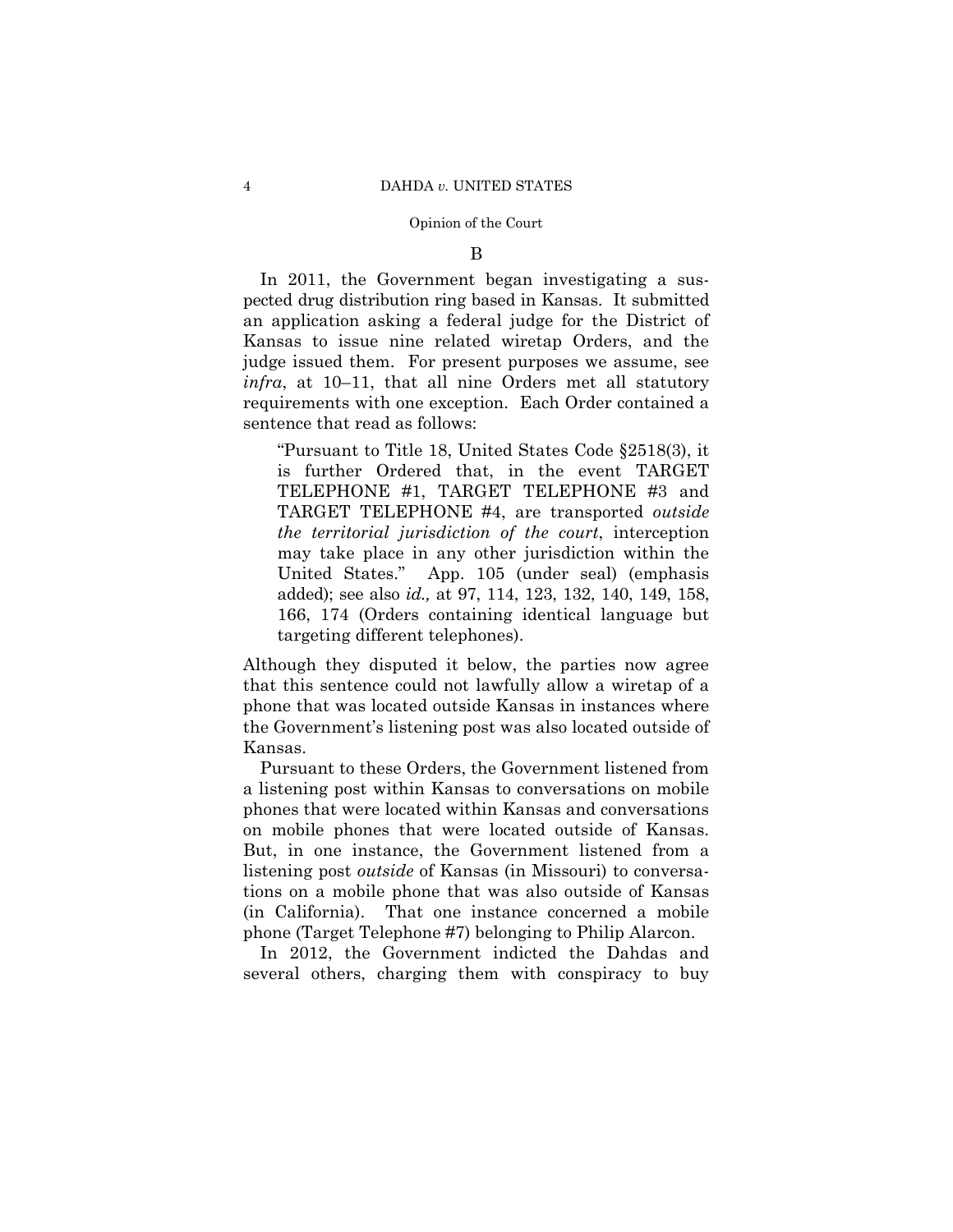B

In 2011, the Government began investigating a suspected drug distribution ring based in Kansas. It submitted an application asking a federal judge for the District of Kansas to issue nine related wiretap Orders, and the judge issued them. For present purposes we assume, see *infra*, at 10–11, that all nine Orders met all statutory requirements with one exception. Each Order contained a sentence that read as follows:

> "Pursuant to Title 18, United States Code §2518(3), it is further Ordered that, in the event TARGET TELEPHONE #1, TARGET TELEPHONE #3 and TARGET TELEPHONE #4, are transported *outside the territorial jurisdiction of the court*, interception may take place in any other jurisdiction within the United States." App. 105 (under seal) (emphasis added); see also *id.,* at 97, 114, 123, 132, 140, 149, 158, 166, 174 (Orders containing identical language but targeting different telephones).

Although they disputed it below, the parties now agree that this sentence could not lawfully allow a wiretap of a phone that was located outside Kansas in instances where the Government's listening post was also located outside of Kansas.

Pursuant to these Orders, the Government listened from a listening post within Kansas to conversations on mobile phones that were located within Kansas and conversations on mobile phones that were located outside of Kansas. But, in one instance, the Government listened from a listening post *outside* of Kansas (in Missouri) to conversations on a mobile phone that was also outside of Kansas (in California). That one instance concerned a mobile phone (Target Telephone #7) belonging to Philip Alarcon.

In 2012, the Government indicted the Dahdas and several others, charging them with conspiracy to buy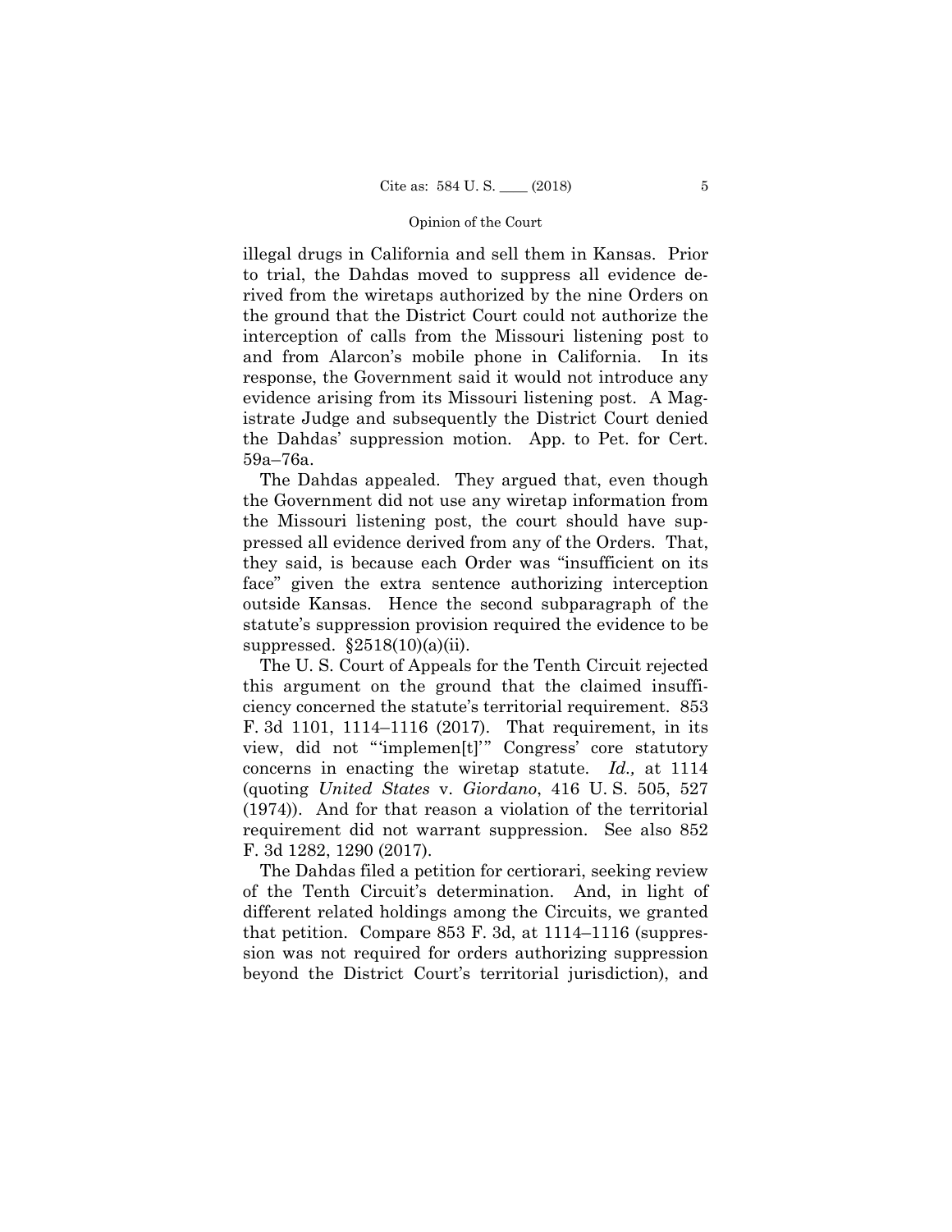illegal drugs in California and sell them in Kansas. Prior to trial, the Dahdas moved to suppress all evidence derived from the wiretaps authorized by the nine Orders on the ground that the District Court could not authorize the interception of calls from the Missouri listening post to and from Alarcon's mobile phone in California. In its response, the Government said it would not introduce any evidence arising from its Missouri listening post. A Magistrate Judge and subsequently the District Court denied the Dahdas' suppression motion. App. to Pet. for Cert. 59a–76a.

The Dahdas appealed. They argued that, even though the Government did not use any wiretap information from the Missouri listening post, the court should have suppressed all evidence derived from any of the Orders. That, they said, is because each Order was "insufficient on its face" given the extra sentence authorizing interception outside Kansas. Hence the second subparagraph of the statute's suppression provision required the evidence to be suppressed. §2518(10)(a)(ii).

The U. S. Court of Appeals for the Tenth Circuit rejected this argument on the ground that the claimed insufficiency concerned the statute's territorial requirement. 853 F. 3d 1101, 1114–1116 (2017). That requirement, in its view, did not "'implemen[t]'" Congress' core statutory concerns in enacting the wiretap statute. *Id.,* at 1114 (quoting *United States* v. *Giordano*, 416 U. S. 505, 527 (1974)). And for that reason a violation of the territorial requirement did not warrant suppression. See also 852 F. 3d 1282, 1290 (2017).

The Dahdas filed a petition for certiorari, seeking review of the Tenth Circuit's determination. And, in light of different related holdings among the Circuits, we granted that petition. Compare 853 F. 3d, at 1114–1116 (suppression was not required for orders authorizing suppression beyond the District Court's territorial jurisdiction), and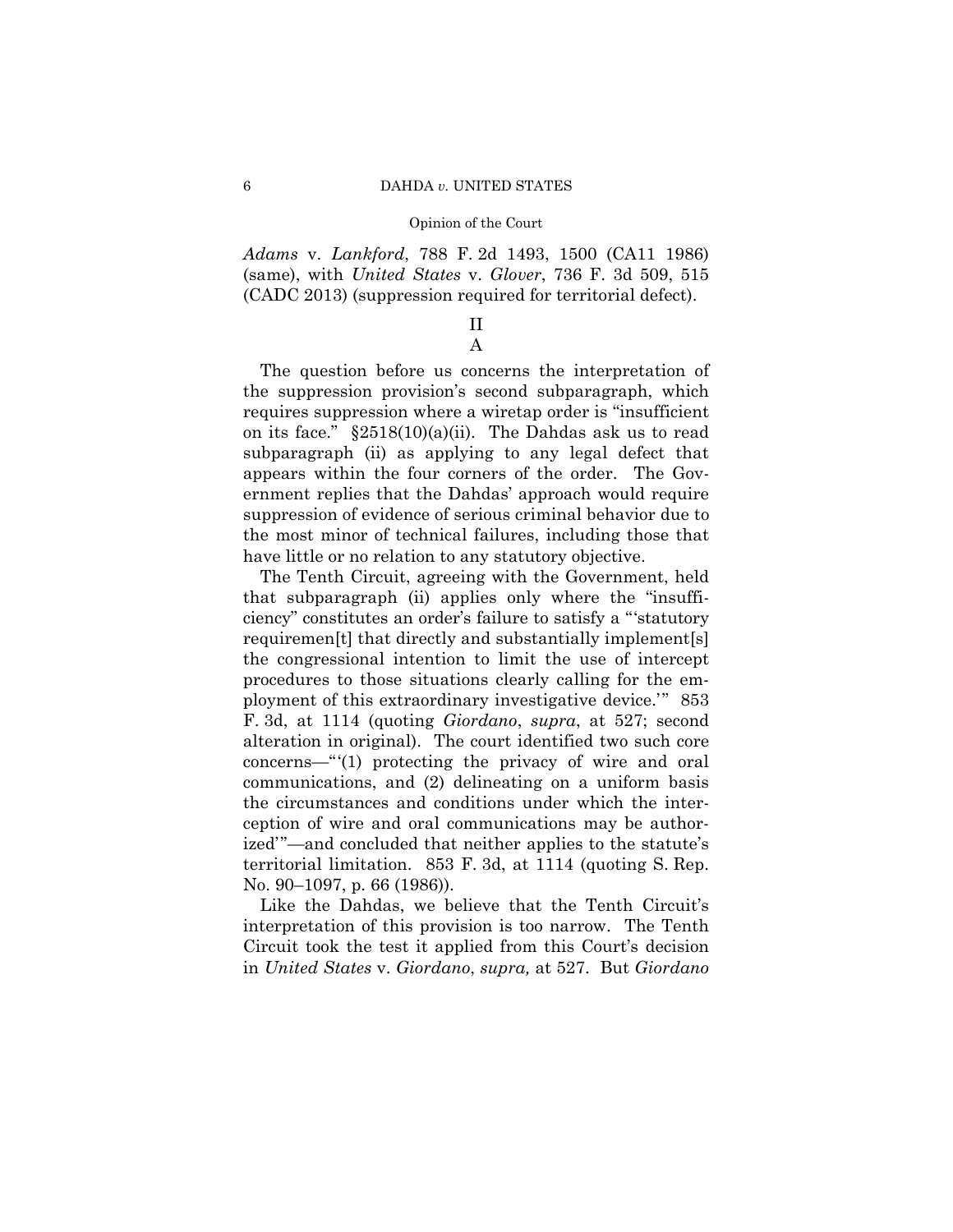*Adams* v. *Lankford*, 788 F. 2d 1493, 1500 (CA11 1986) (same), with *United States* v. *Glover*, 736 F. 3d 509, 515 (CADC 2013) (suppression required for territorial defect).

## II

### A

The question before us concerns the interpretation of the suppression provision's second subparagraph, which requires suppression where a wiretap order is "insufficient on its face." §2518(10)(a)(ii). The Dahdas ask us to read subparagraph (ii) as applying to any legal defect that appears within the four corners of the order. The Government replies that the Dahdas' approach would require suppression of evidence of serious criminal behavior due to the most minor of technical failures, including those that have little or no relation to any statutory objective.

The Tenth Circuit, agreeing with the Government, held that subparagraph (ii) applies only where the "insufficiency" constitutes an order's failure to satisfy a "'statutory requiremen[t] that directly and substantially implement[s] the congressional intention to limit the use of intercept procedures to those situations clearly calling for the employment of this extraordinary investigative device.'" 853 F. 3d, at 1114 (quoting *Giordano*, *supra*, at 527; second alteration in original). The court identified two such core concerns—"'(1) protecting the privacy of wire and oral communications, and (2) delineating on a uniform basis the circumstances and conditions under which the interception of wire and oral communications may be authorized'"—and concluded that neither applies to the statute's territorial limitation. 853 F. 3d, at 1114 (quoting S. Rep. No. 90–1097, p. 66 (1986)).

Like the Dahdas, we believe that the Tenth Circuit's interpretation of this provision is too narrow. The Tenth Circuit took the test it applied from this Court's decision in *United States* v. *Giordano*, *supra,* at 527. But *Giordano*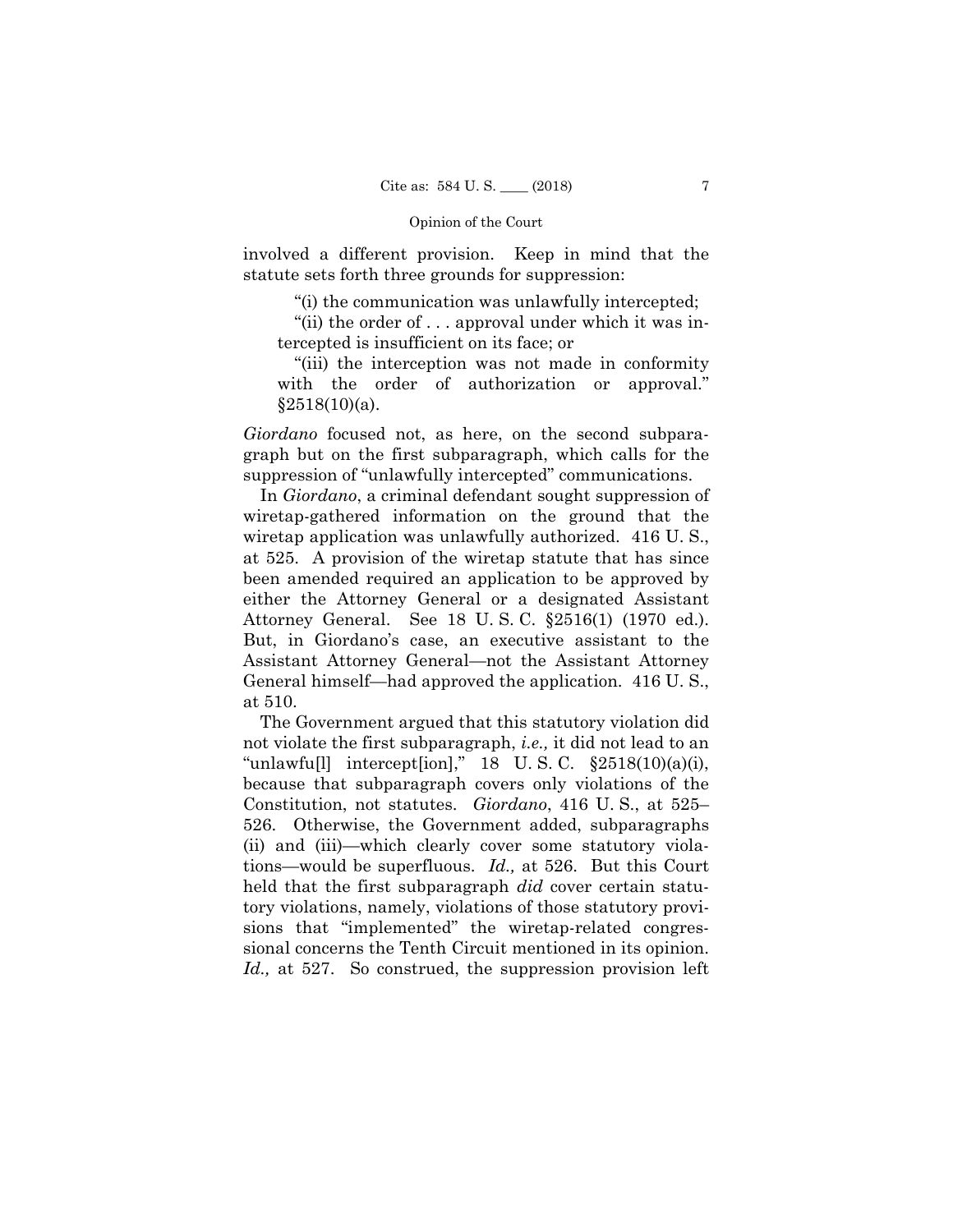involved a different provision. Keep in mind that the statute sets forth three grounds for suppression:

> "(i) the communication was unlawfully intercepted;
>
> "(ii) the order of . . . approval under which it was intercepted is insufficient on its face; or
>
> "(iii) the interception was not made in conformity with the order of authorization or approval." §2518(10)(a).

*Giordano* focused not, as here, on the second subparagraph but on the first subparagraph, which calls for the suppression of "unlawfully intercepted" communications.

In *Giordano*, a criminal defendant sought suppression of wiretap-gathered information on the ground that the wiretap application was unlawfully authorized. 416 U. S., at 525. A provision of the wiretap statute that has since been amended required an application to be approved by either the Attorney General or a designated Assistant Attorney General. See 18 U. S. C. §2516(1) (1970 ed.). But, in Giordano's case, an executive assistant to the Assistant Attorney General—not the Assistant Attorney General himself—had approved the application. 416 U. S., at 510.

The Government argued that this statutory violation did not violate the first subparagraph, *i.e.,* it did not lead to an "unlawfu[l] intercept[ion]," 18 U. S. C. §2518(10)(a)(i), because that subparagraph covers only violations of the Constitution, not statutes. *Giordano*, 416 U. S., at 525–526. Otherwise, the Government added, subparagraphs (ii) and (iii)—which clearly cover some statutory violations—would be superfluous. *Id.,* at 526. But this Court held that the first subparagraph *did* cover certain statutory violations, namely, violations of those statutory provisions that "implemented" the wiretap-related congressional concerns the Tenth Circuit mentioned in its opinion. *Id.,* at 527. So construed, the suppression provision left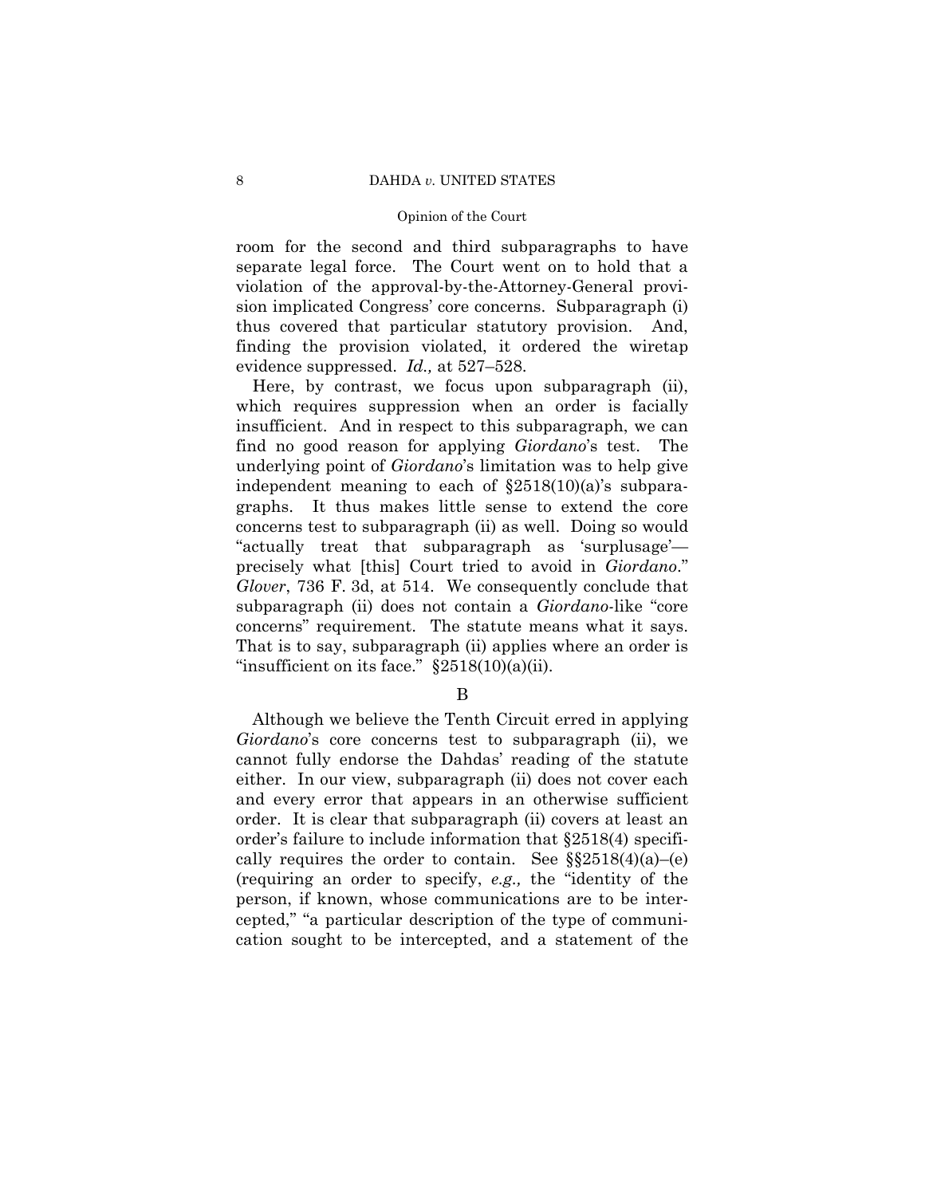room for the second and third subparagraphs to have separate legal force. The Court went on to hold that a violation of the approval-by-the-Attorney-General provision implicated Congress' core concerns. Subparagraph (i) thus covered that particular statutory provision. And, finding the provision violated, it ordered the wiretap evidence suppressed. *Id.,* at 527–528.

Here, by contrast, we focus upon subparagraph (ii), which requires suppression when an order is facially insufficient. And in respect to this subparagraph, we can find no good reason for applying *Giordano*'s test. The underlying point of *Giordano*'s limitation was to help give independent meaning to each of §2518(10)(a)'s subparagraphs. It thus makes little sense to extend the core concerns test to subparagraph (ii) as well. Doing so would "actually treat that subparagraph as 'surplusage'—precisely what [this] Court tried to avoid in *Giordano*." *Glover*, 736 F. 3d, at 514. We consequently conclude that subparagraph (ii) does not contain a *Giordano*-like "core concerns" requirement. The statute means what it says. That is to say, subparagraph (ii) applies where an order is "insufficient on its face." §2518(10)(a)(ii).

B

Although we believe the Tenth Circuit erred in applying *Giordano*'s core concerns test to subparagraph (ii), we cannot fully endorse the Dahdas' reading of the statute either. In our view, subparagraph (ii) does not cover each and every error that appears in an otherwise sufficient order. It is clear that subparagraph (ii) covers at least an order's failure to include information that §2518(4) specifically requires the order to contain. See §§2518(4)(a)–(e) (requiring an order to specify, *e.g.,* the "identity of the person, if known, whose communications are to be intercepted," "a particular description of the type of communication sought to be intercepted, and a statement of the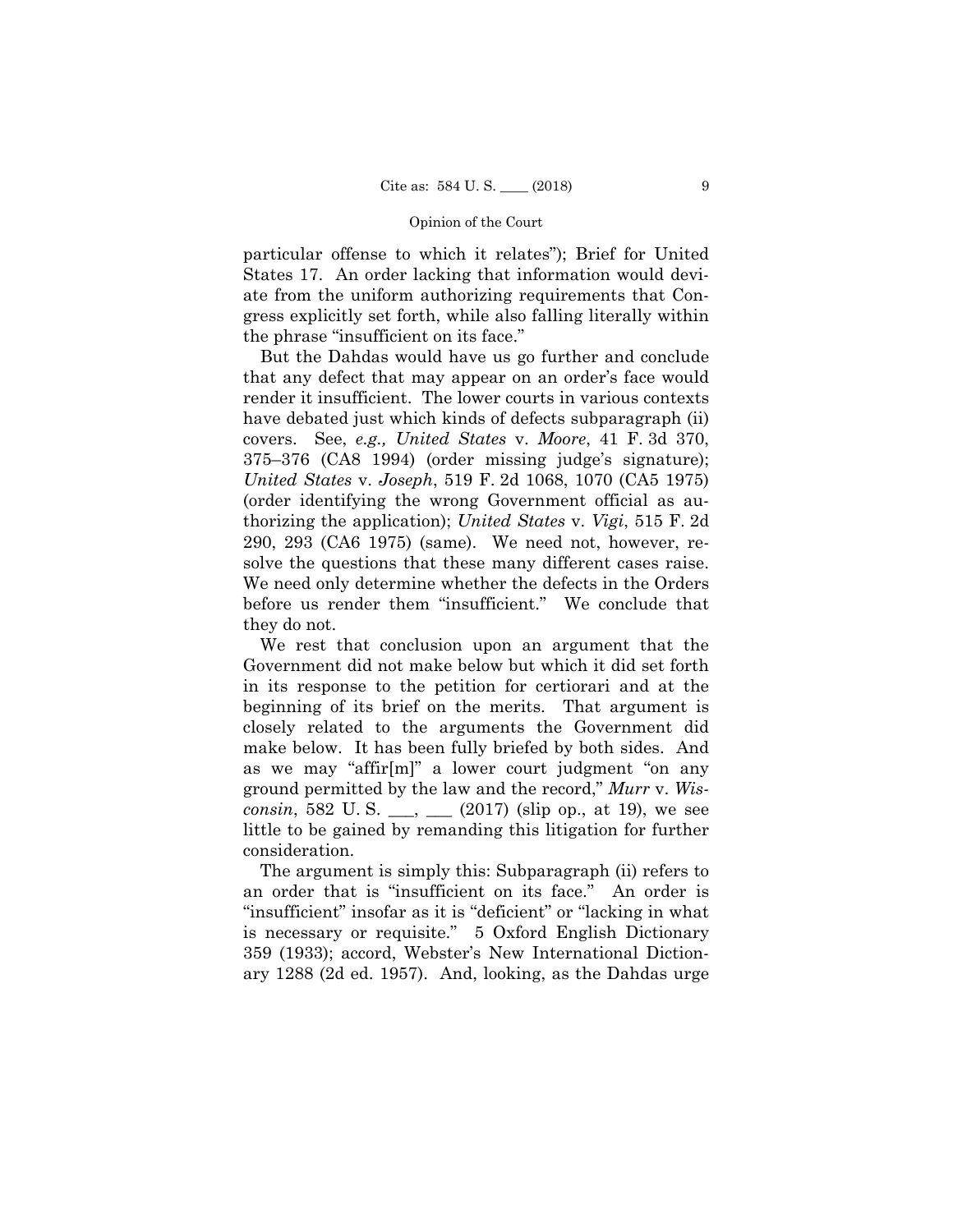particular offense to which it relates"); Brief for United States 17. An order lacking that information would deviate from the uniform authorizing requirements that Congress explicitly set forth, while also falling literally within the phrase "insufficient on its face."

But the Dahdas would have us go further and conclude that any defect that may appear on an order's face would render it insufficient. The lower courts in various contexts have debated just which kinds of defects subparagraph (ii) covers. See, *e.g., United States* v. *Moore*, 41 F. 3d 370, 375–376 (CA8 1994) (order missing judge's signature); *United States* v. *Joseph*, 519 F. 2d 1068, 1070 (CA5 1975) (order identifying the wrong Government official as authorizing the application); *United States* v. *Vigi*, 515 F. 2d 290, 293 (CA6 1975) (same). We need not, however, resolve the questions that these many different cases raise. We need only determine whether the defects in the Orders before us render them "insufficient." We conclude that they do not.

We rest that conclusion upon an argument that the Government did not make below but which it did set forth in its response to the petition for certiorari and at the beginning of its brief on the merits. That argument is closely related to the arguments the Government did make below. It has been fully briefed by both sides. And as we may "affir[m]" a lower court judgment "on any ground permitted by the law and the record," *Murr* v. *Wisconsin*, 582 U. S. \_\_\_, \_\_\_ (2017) (slip op., at 19), we see little to be gained by remanding this litigation for further consideration.

The argument is simply this: Subparagraph (ii) refers to an order that is "insufficient on its face." An order is "insufficient" insofar as it is "deficient" or "lacking in what is necessary or requisite." 5 Oxford English Dictionary 359 (1933); accord, Webster's New International Dictionary 1288 (2d ed. 1957). And, looking, as the Dahdas urge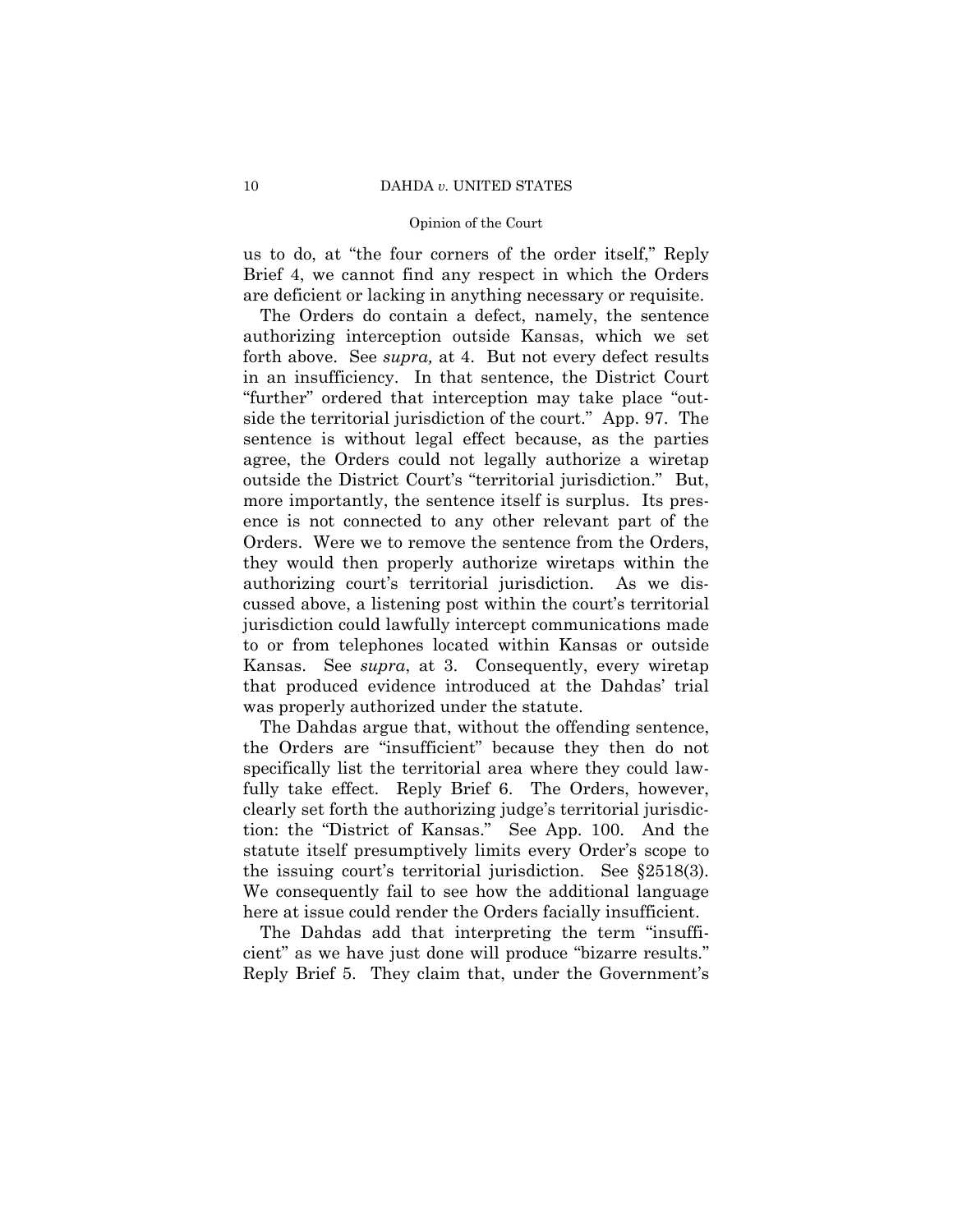us to do, at "the four corners of the order itself," Reply Brief 4, we cannot find any respect in which the Orders are deficient or lacking in anything necessary or requisite.

The Orders do contain a defect, namely, the sentence authorizing interception outside Kansas, which we set forth above. See *supra,* at 4. But not every defect results in an insufficiency. In that sentence, the District Court "further" ordered that interception may take place "outside the territorial jurisdiction of the court." App. 97. The sentence is without legal effect because, as the parties agree, the Orders could not legally authorize a wiretap outside the District Court's "territorial jurisdiction." But, more importantly, the sentence itself is surplus. Its presence is not connected to any other relevant part of the Orders. Were we to remove the sentence from the Orders, they would then properly authorize wiretaps within the authorizing court's territorial jurisdiction. As we discussed above, a listening post within the court's territorial jurisdiction could lawfully intercept communications made to or from telephones located within Kansas or outside Kansas. See *supra*, at 3. Consequently, every wiretap that produced evidence introduced at the Dahdas' trial was properly authorized under the statute.

The Dahdas argue that, without the offending sentence, the Orders are "insufficient" because they then do not specifically list the territorial area where they could lawfully take effect. Reply Brief 6. The Orders, however, clearly set forth the authorizing judge's territorial jurisdiction: the "District of Kansas." See App. 100. And the statute itself presumptively limits every Order's scope to the issuing court's territorial jurisdiction. See §2518(3). We consequently fail to see how the additional language here at issue could render the Orders facially insufficient.

The Dahdas add that interpreting the term "insufficient" as we have just done will produce "bizarre results." Reply Brief 5. They claim that, under the Government's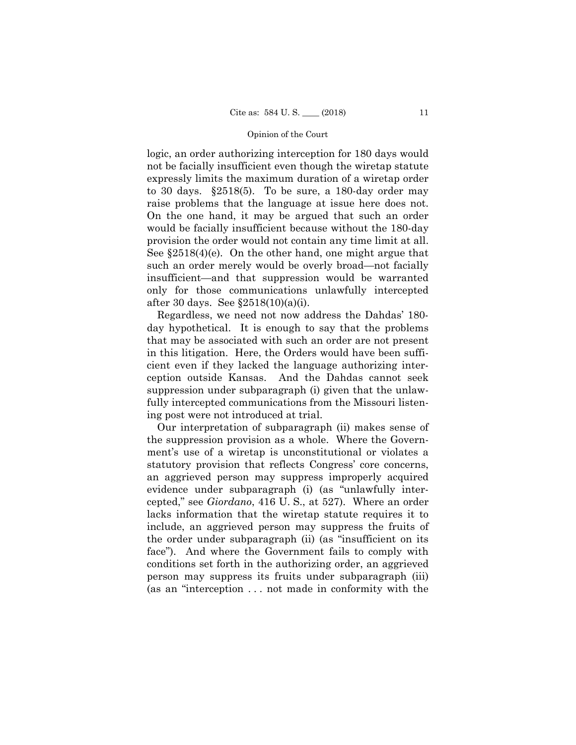logic, an order authorizing interception for 180 days would not be facially insufficient even though the wiretap statute expressly limits the maximum duration of a wiretap order to 30 days. §2518(5). To be sure, a 180-day order may raise problems that the language at issue here does not. On the one hand, it may be argued that such an order would be facially insufficient because without the 180-day provision the order would not contain any time limit at all. See §2518(4)(e). On the other hand, one might argue that such an order merely would be overly broad—not facially insufficient—and that suppression would be warranted only for those communications unlawfully intercepted after 30 days. See §2518(10)(a)(i).

Regardless, we need not now address the Dahdas' 180-day hypothetical. It is enough to say that the problems that may be associated with such an order are not present in this litigation. Here, the Orders would have been sufficient even if they lacked the language authorizing interception outside Kansas. And the Dahdas cannot seek suppression under subparagraph (i) given that the unlawfully intercepted communications from the Missouri listening post were not introduced at trial.

Our interpretation of subparagraph (ii) makes sense of the suppression provision as a whole. Where the Government's use of a wiretap is unconstitutional or violates a statutory provision that reflects Congress' core concerns, an aggrieved person may suppress improperly acquired evidence under subparagraph (i) (as "unlawfully intercepted," see *Giordano*, 416 U. S., at 527). Where an order lacks information that the wiretap statute requires it to include, an aggrieved person may suppress the fruits of the order under subparagraph (ii) (as "insufficient on its face"). And where the Government fails to comply with conditions set forth in the authorizing order, an aggrieved person may suppress its fruits under subparagraph (iii) (as an "interception . . . not made in conformity with the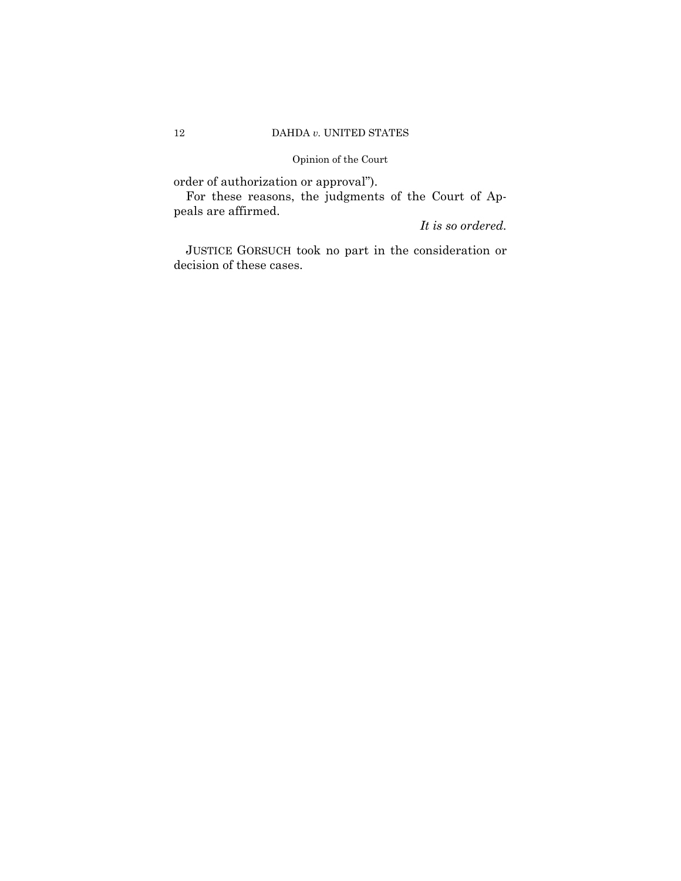order of authorization or approval").

For these reasons, the judgments of the Court of Appeals are affirmed.

*It is so ordered.*

JUSTICE GORSUCH took no part in the consideration or decision of these cases.